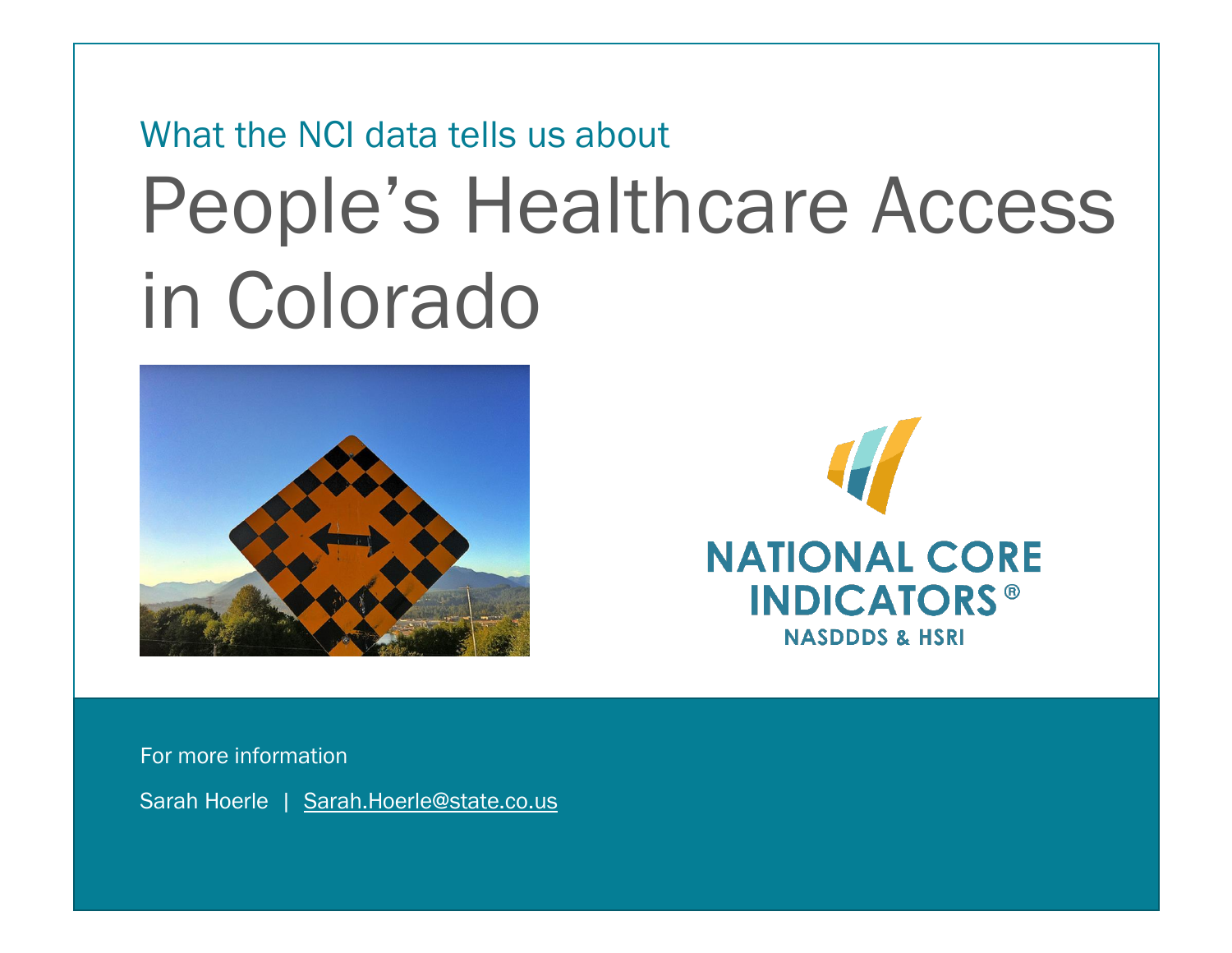What the NCI data tells us about

# People's Healthcare Access in Colorado

For more information

Sarah Hoerle | Sarah.Hoerle@state.co.us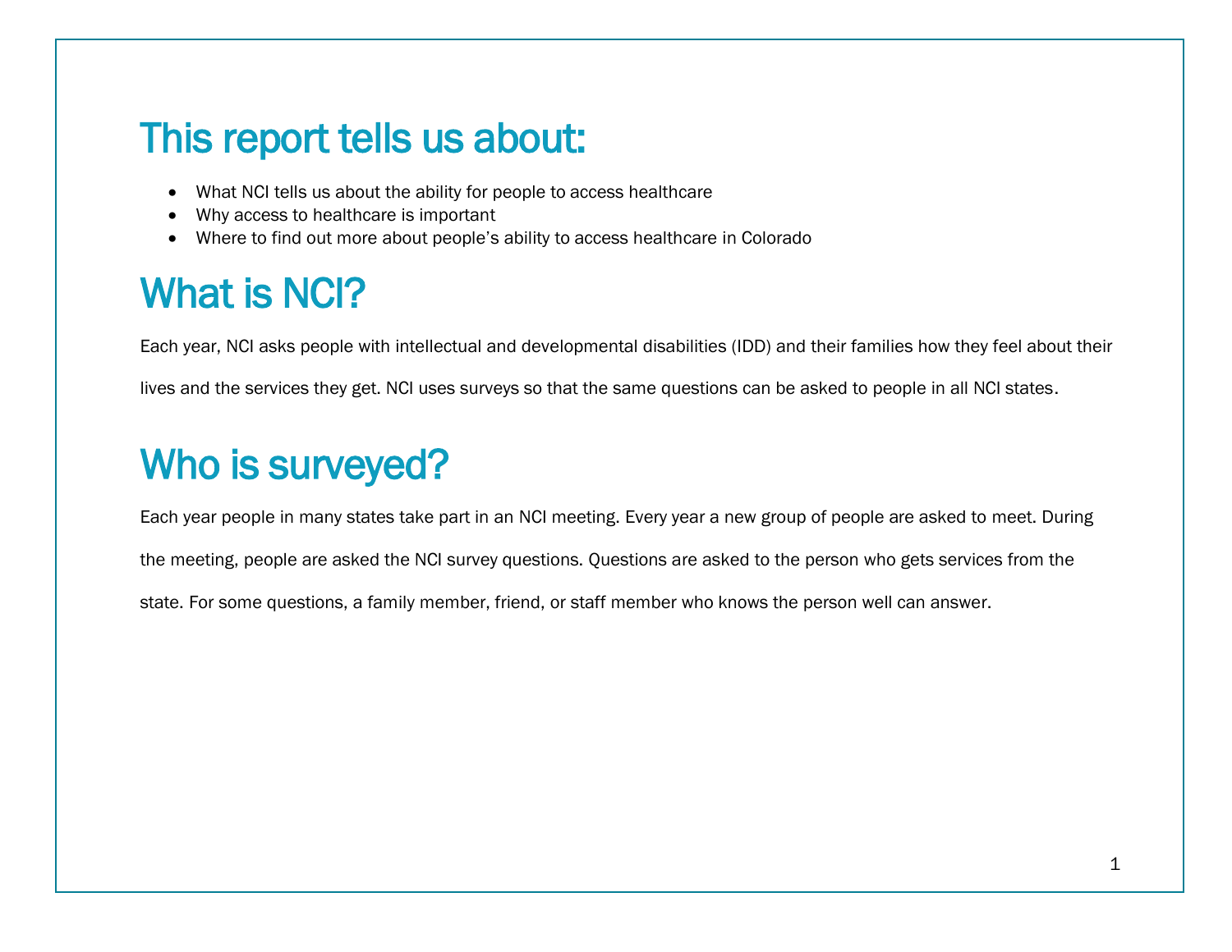# This report tells us about:

- What NCI tells us about the ability for people to access healthcare
- Why access to healthcare is important
- Where to find out more about people's ability to access healthcare in Colorado

# What is NCI?

Each year, NCI asks people with intellectual and developmental disabilities (IDD) and their families how they feel about their lives and the services they get. NCI uses surveys so that the same questions can be asked to people in all NCI states.

# Who is surveyed?

Each year people in many states take part in an NCI meeting. Every year a new group of people are asked to meet. During the meeting, people are asked the NCI survey questions. Questions are asked to the person who gets services from the state. For some questions, a family member, friend, or staff member who knows the person well can answer.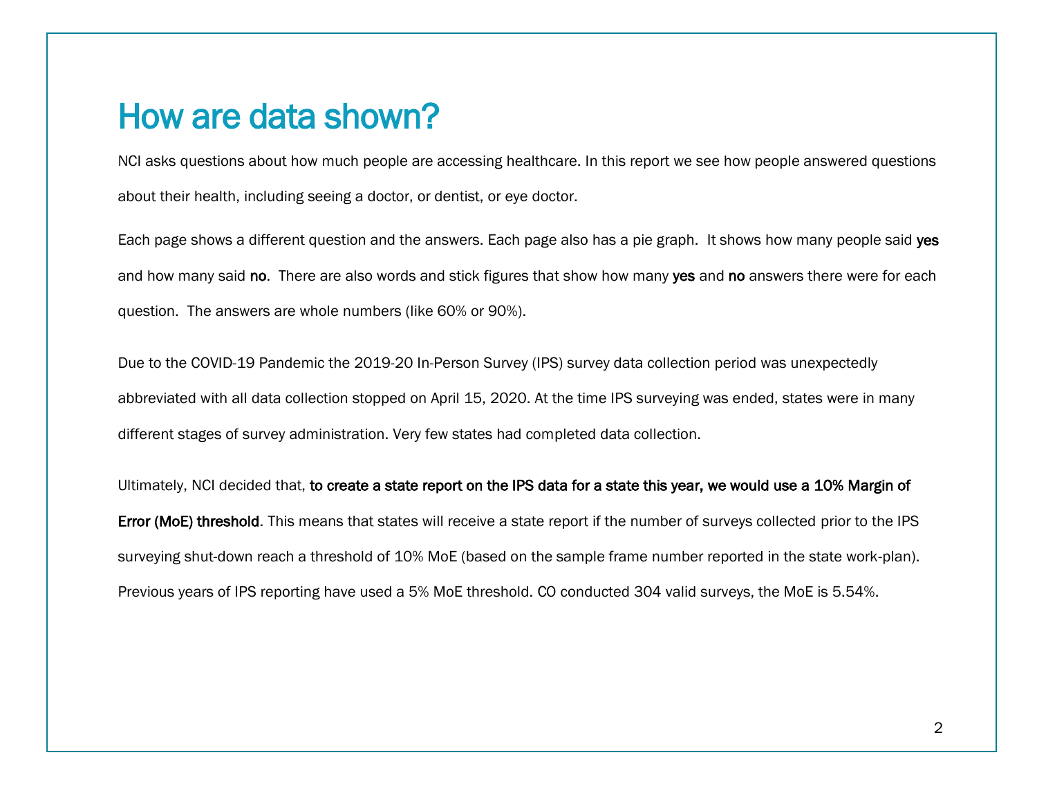# How are data shown?

NCI asks questions about how much people are accessing healthcare. In this report we see how people answered questions about their health, including seeing a doctor, or dentist, or eye doctor.

Each page shows a different question and the answers. Each page also has a pie graph. It shows how many people said **yes** and how many said **no**. There are also words and stick figures that show how many **yes** and **no** answers there were for each question. The answers are whole numbers (like 60% or 90%).

Due to the COVID-19 Pandemic the 2019-20 In-Person Survey (IPS) survey data collection period was unexpectedly abbreviated with all data collection stopped on April 15, 2020. At the time IPS surveying was ended, states were in many different stages of survey administration. Very few states had completed data collection.

Ultimately, NCI decided that, **to create a state report on the IPS data for a state this year, we would use a 10% Margin of Error (MoE) threshold**. This means that states will receive a state report if the number of surveys collected prior to the IPS surveying shut-down reach a threshold of 10% MoE (based on the sample frame number reported in the state work-plan). Previous years of IPS reporting have used a 5% MoE threshold. CO conducted 304 valid surveys, the MoE is 5.54%.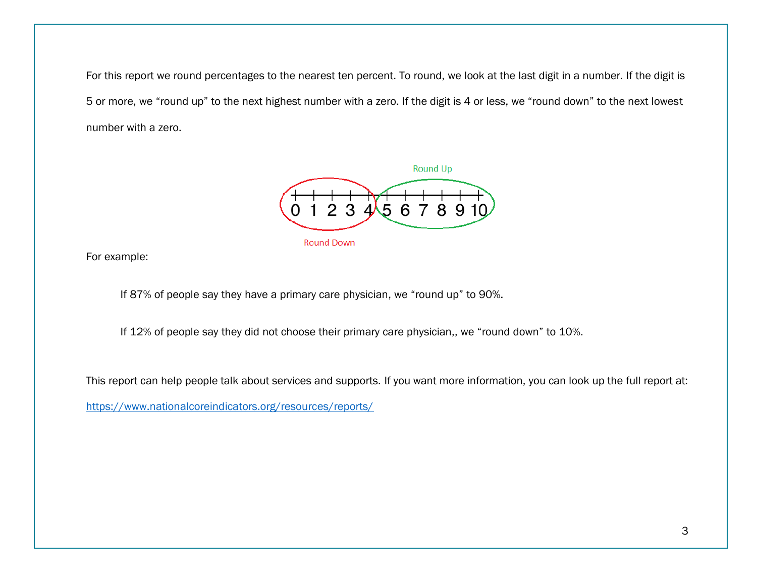For this report we round percentages to the nearest ten percent. To round, we look at the last digit in a number. If the digit is 5 or more, we "round up" to the next highest number with a zero. If the digit is 4 or less, we "round down" to the next lowest number with a zero.

Round Up

0 1 2 3 4 5 6 7 8 9 10

Round Down

For example:

If 87% of people say they have a primary care physician, we "round up" to 90%.

If 12% of people say they did not choose their primary care physician,, we "round down" to 10%.

This report can help people talk about services and supports. If you want more information, you can look up the full report at: https://www.nationalcoreindicators.org/resources/reports/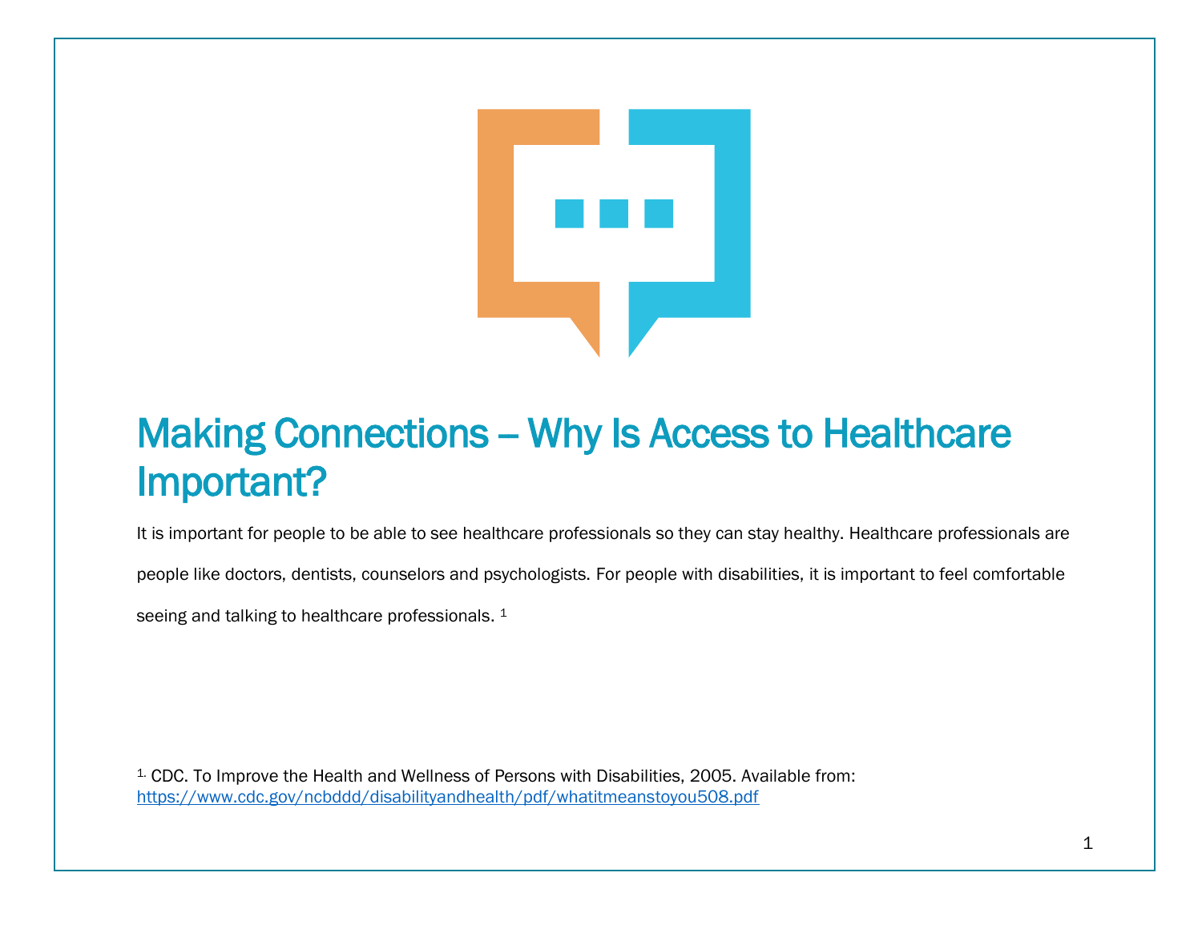# Making Connections – Why Is Access to Healthcare Important?

It is important for people to be able to see healthcare professionals so they can stay healthy. Healthcare professionals are people like doctors, dentists, counselors and psychologists. For people with disabilities, it is important to feel comfortable seeing and talking to healthcare professionals. [1]

[1.] CDC. To Improve the Health and Wellness of Persons with Disabilities, 2005. Available from: https://www.cdc.gov/ncbddd/disabilityandhealth/pdf/whatitmeanstoyou508.pdf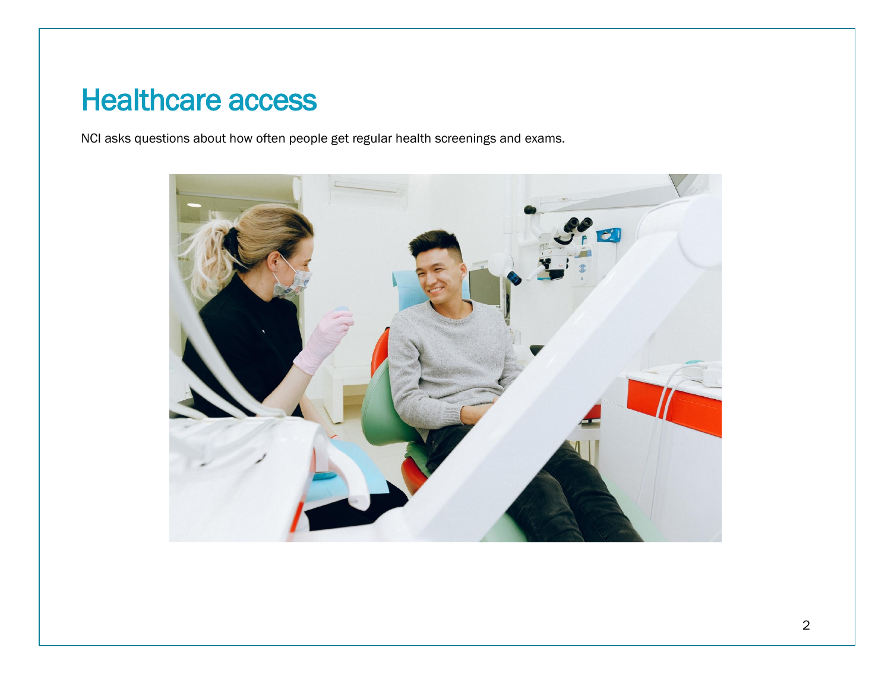# Healthcare access

NCI asks questions about how often people get regular health screenings and exams.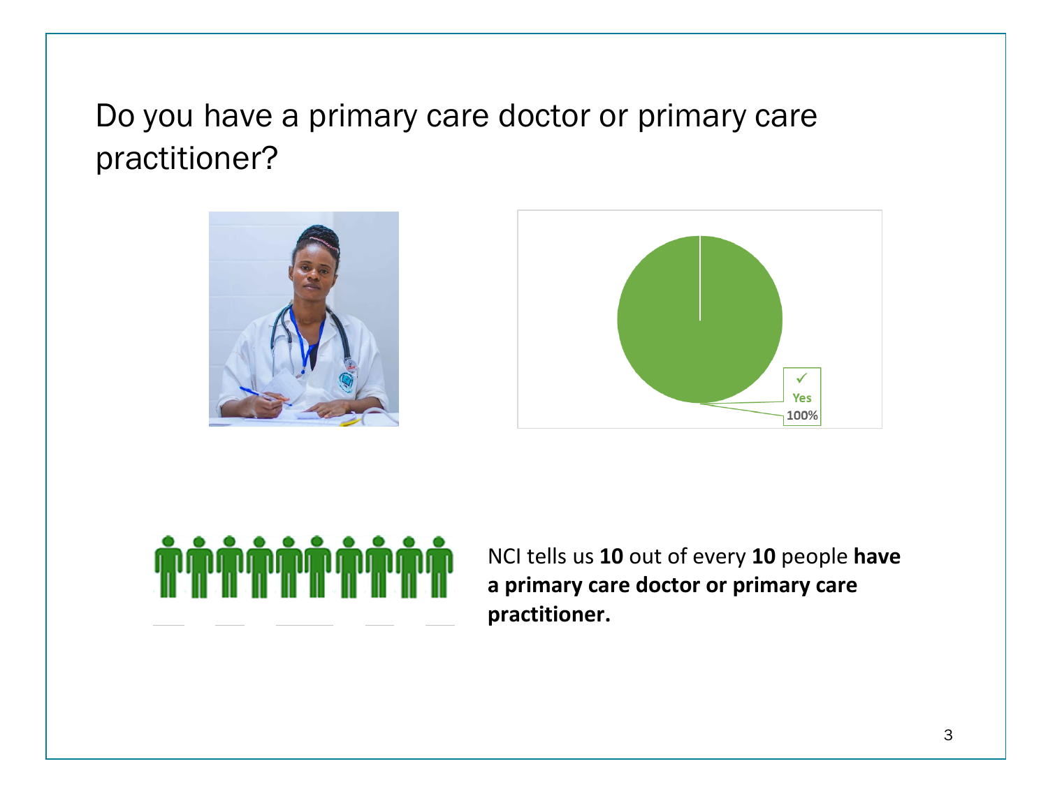# Do you have a primary care doctor or primary care practitioner?

✓
Yes
100%

NCI tells us **10** out of every **10** people **have a primary care doctor or primary care practitioner.**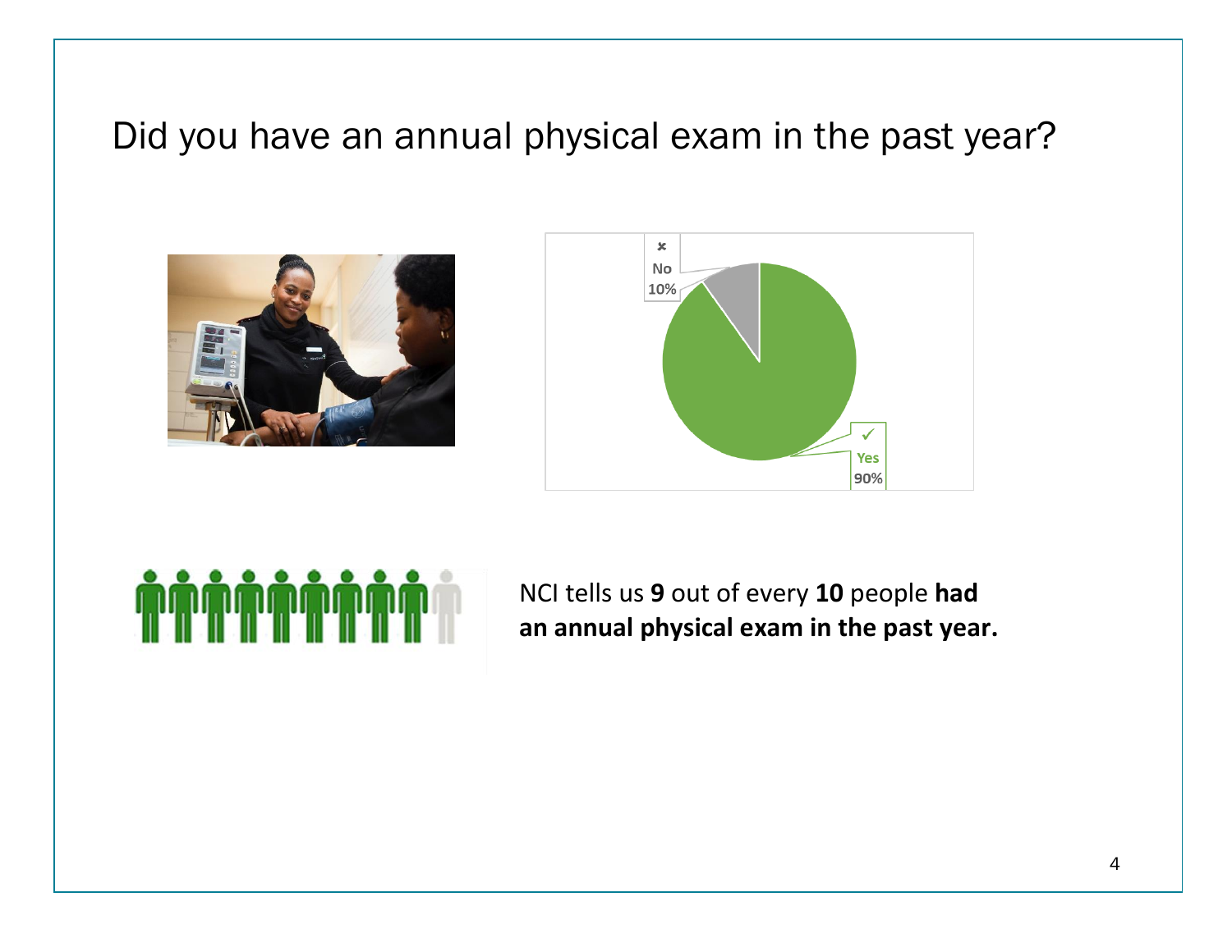# Did you have an annual physical exam in the past year?

No 10%

Yes 90%

NCI tells us **9** out of every **10** people **had an annual physical exam in the past year.**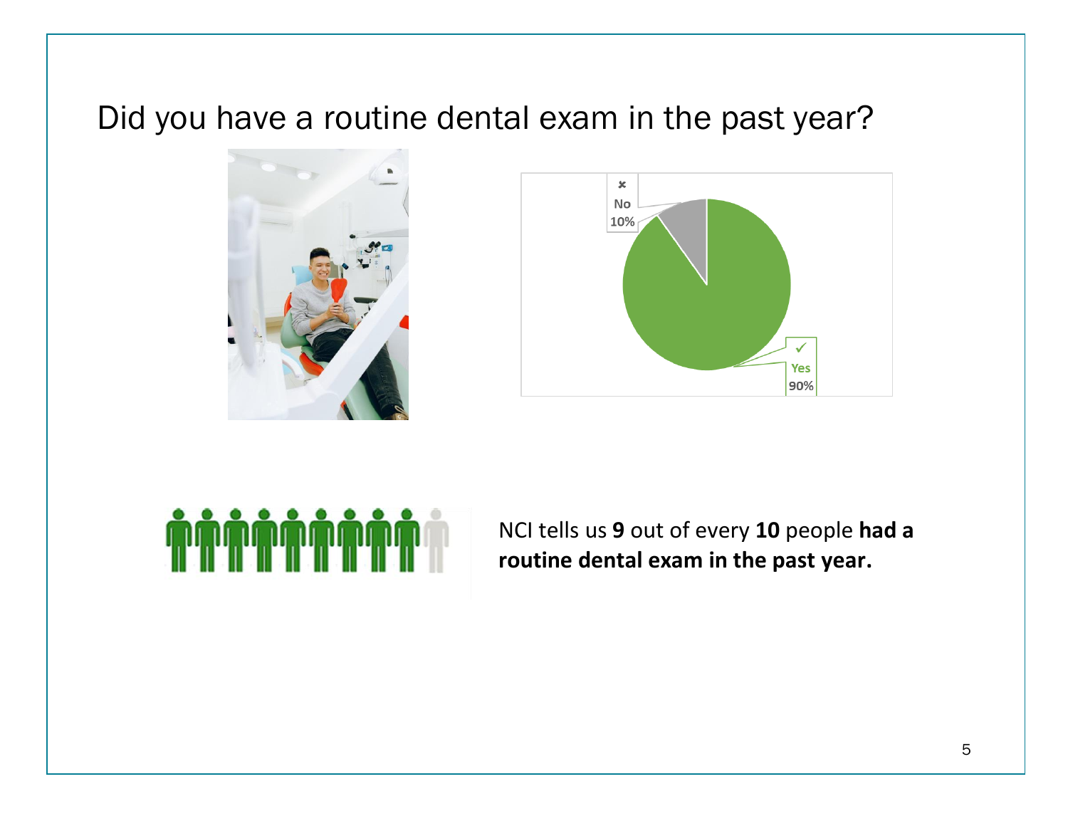# Did you have a routine dental exam in the past year?

No 10%

Yes 90%

NCI tells us **9** out of every **10** people **had a routine dental exam in the past year.**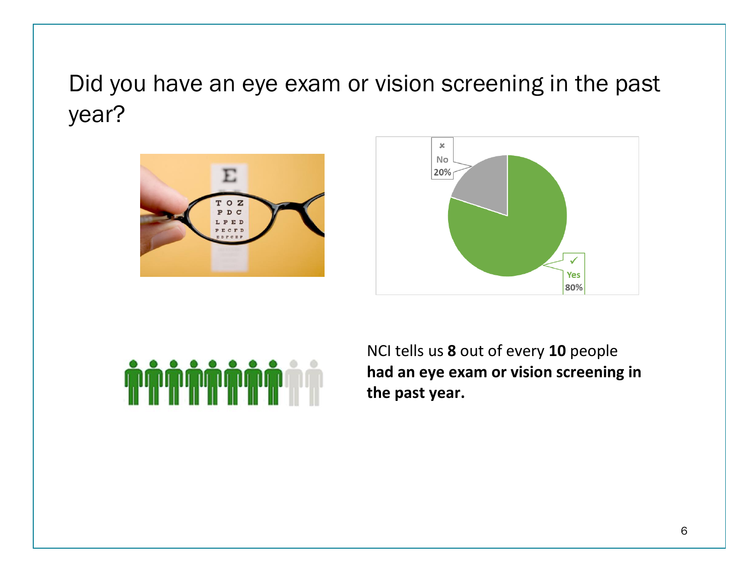# Did you have an eye exam or vision screening in the past year?

No 20%

Yes 80%

NCI tells us **8** out of every **10** people **had an eye exam or vision screening in the past year.**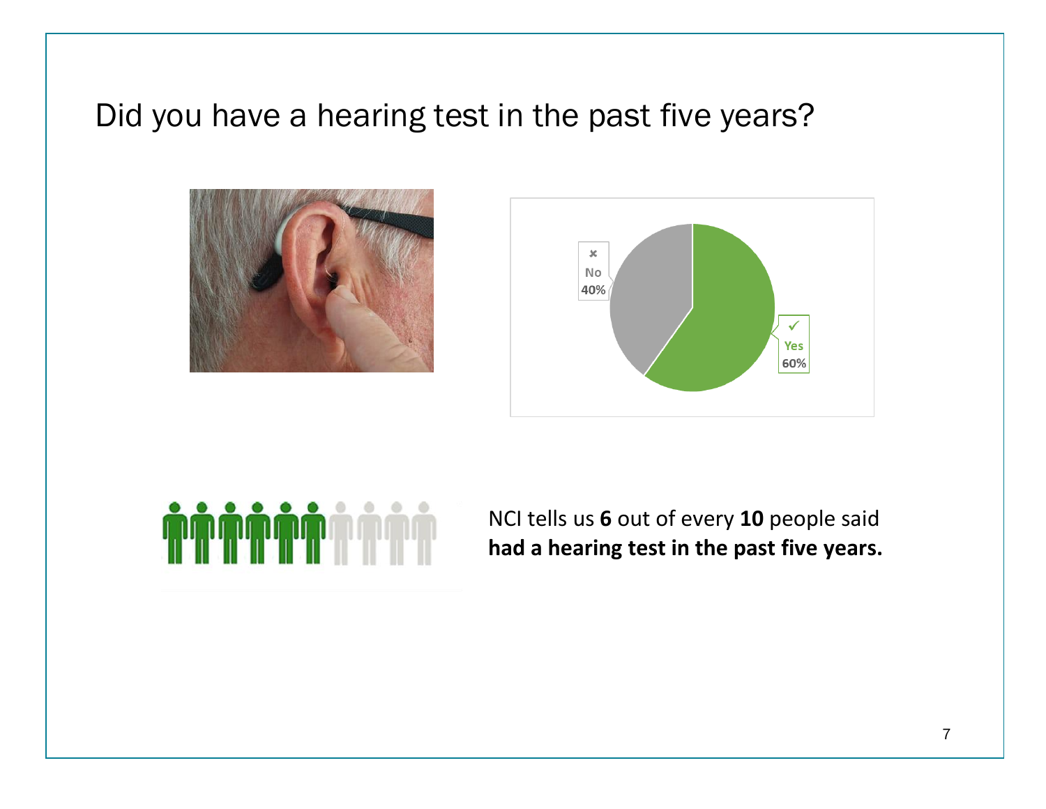# Did you have a hearing test in the past five years?

No 40%

Yes 60%

NCI tells us **6** out of every **10** people said **had a hearing test in the past five years.**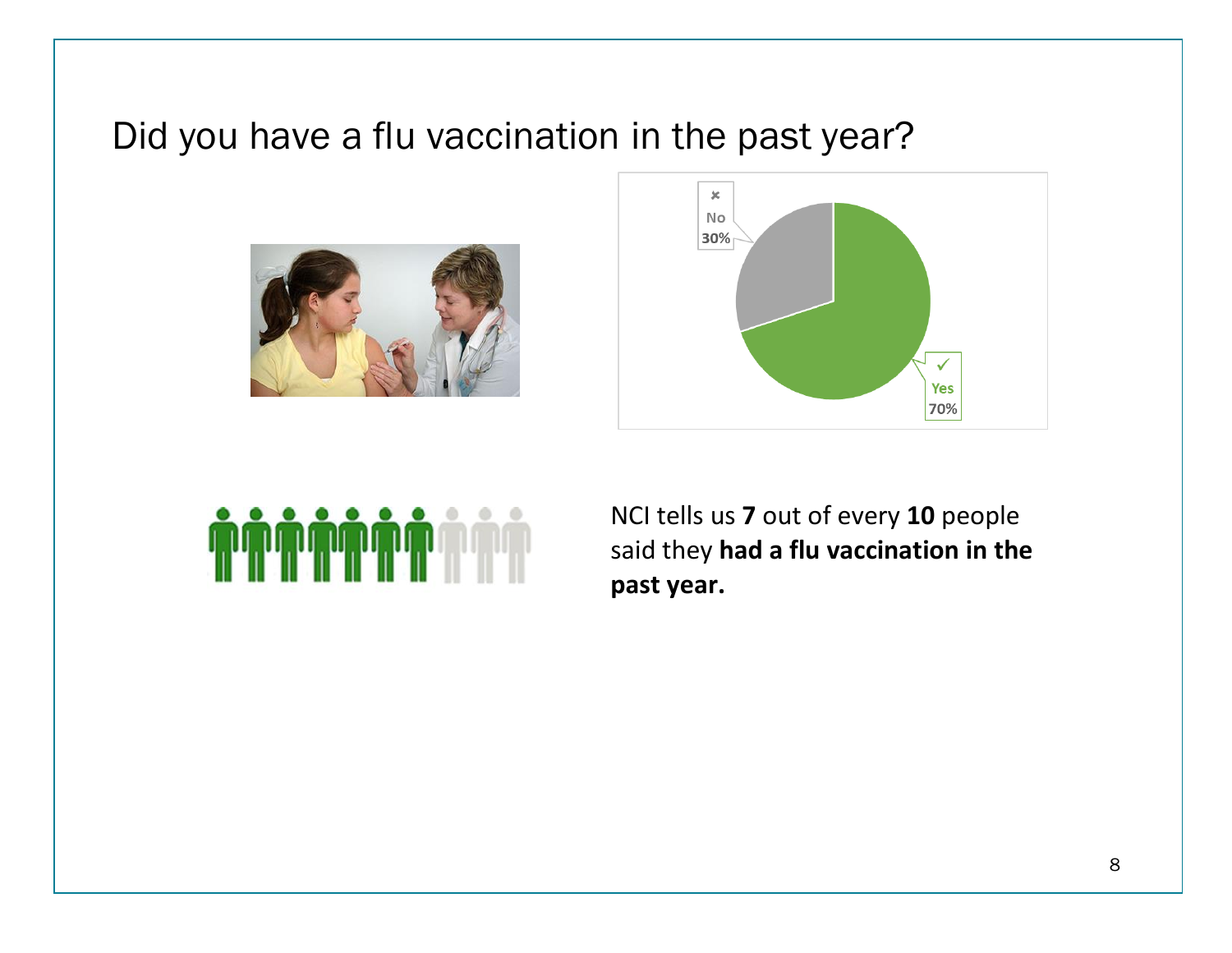# Did you have a flu vaccination in the past year?

No 30%

Yes 70%

NCI tells us **7** out of every **10** people said they **had a flu vaccination in the past year.**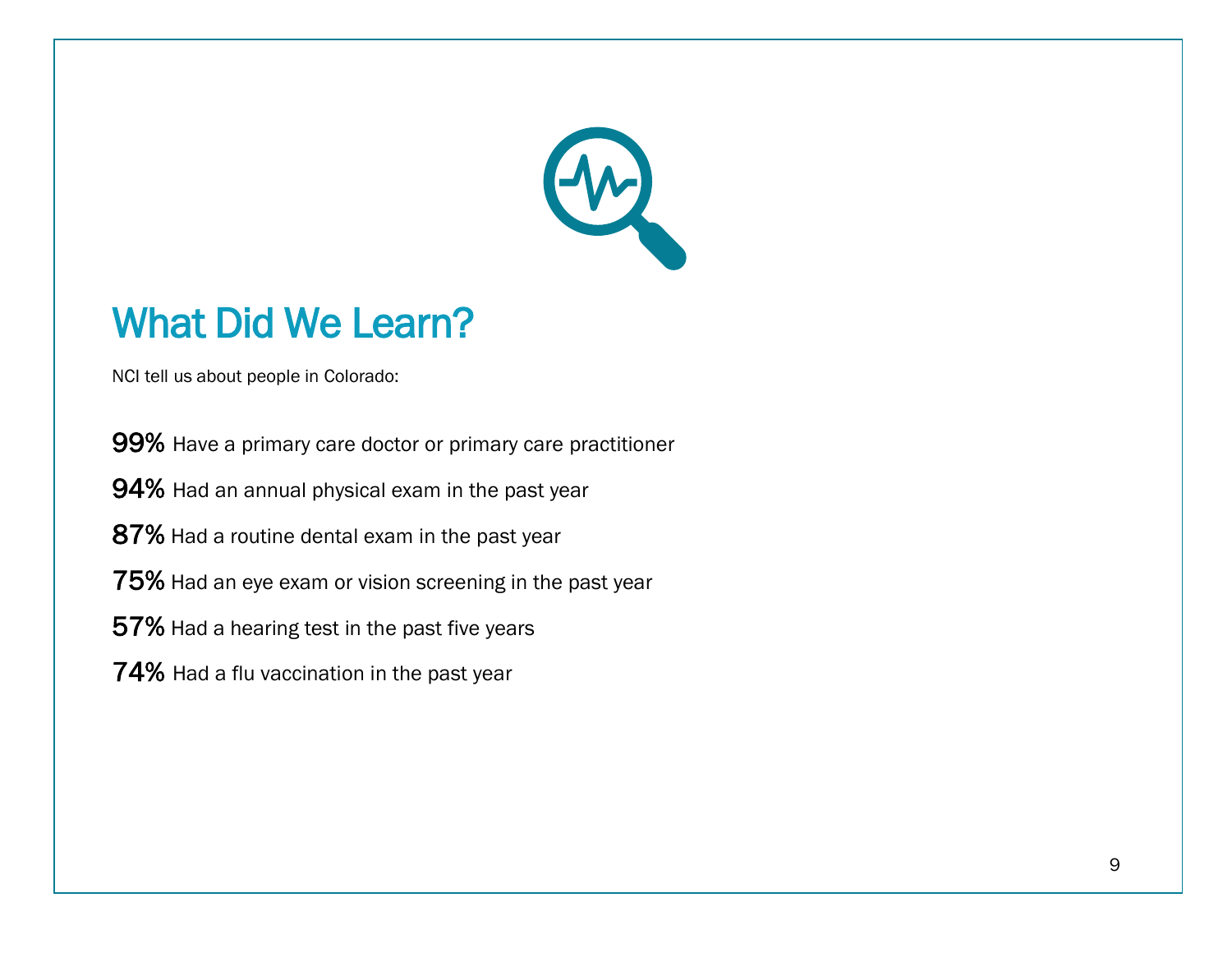# What Did We Learn?

NCI tell us about people in Colorado:

**99%** Have a primary care doctor or primary care practitioner

**94%** Had an annual physical exam in the past year

**87%** Had a routine dental exam in the past year

**75%** Had an eye exam or vision screening in the past year

**57%** Had a hearing test in the past five years

**74%** Had a flu vaccination in the past year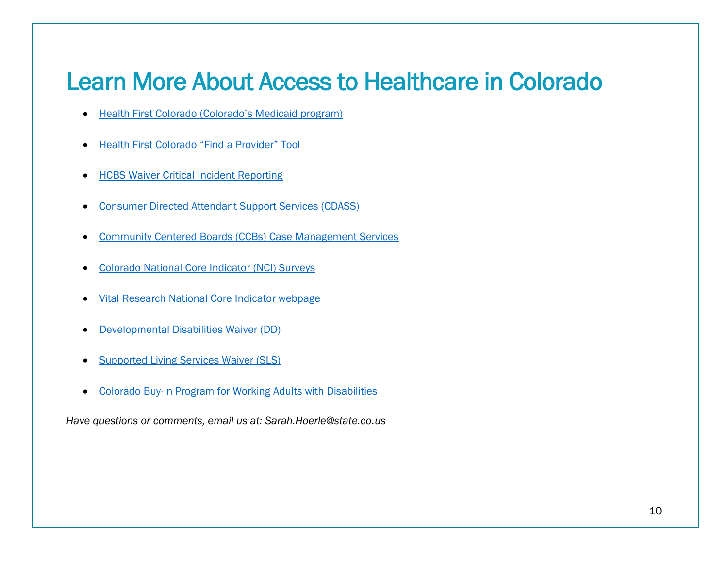# Learn More About Access to Healthcare in Colorado

- Health First Colorado (Colorado's Medicaid program)
- Health First Colorado "Find a Provider" Tool
- HCBS Waiver Critical Incident Reporting
- Consumer Directed Attendant Support Services (CDASS)
- Community Centered Boards (CCBs) Case Management Services
- Colorado National Core Indicator (NCI) Surveys
- Vital Research National Core Indicator webpage
- Developmental Disabilities Waiver (DD)
- Supported Living Services Waiver (SLS)
- Colorado Buy-In Program for Working Adults with Disabilities

*Have questions or comments, email us at: Sarah.Hoerle@state.co.us*